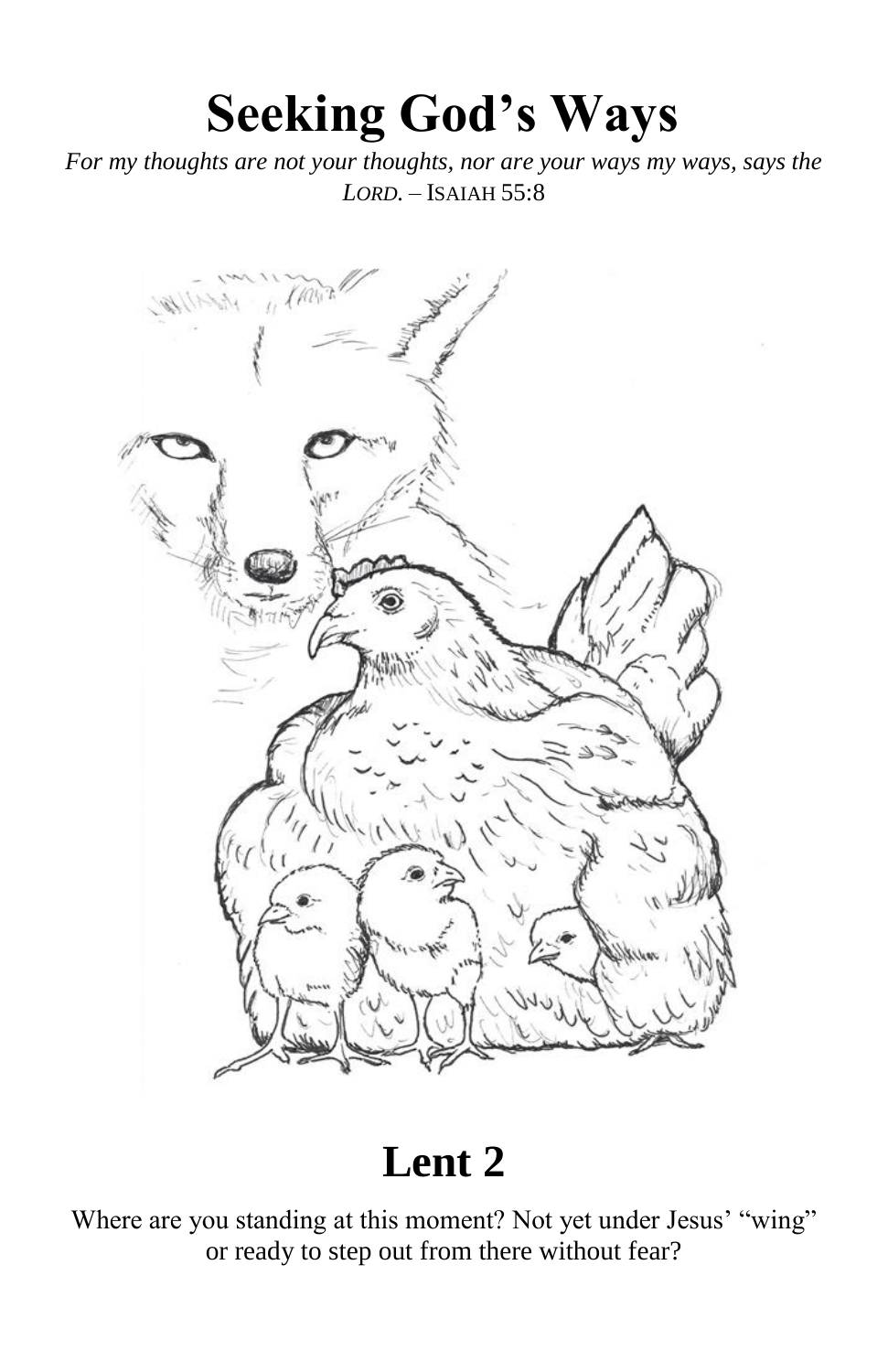# Seeking God's Ways

*For my thoughts are not your thoughts, nor are your ways my ways, says the LORD.* – ISAIAH 55:8

## Lent 2

Where are you standing at this moment? Not yet under Jesus' "wing" or ready to step out from there without fear?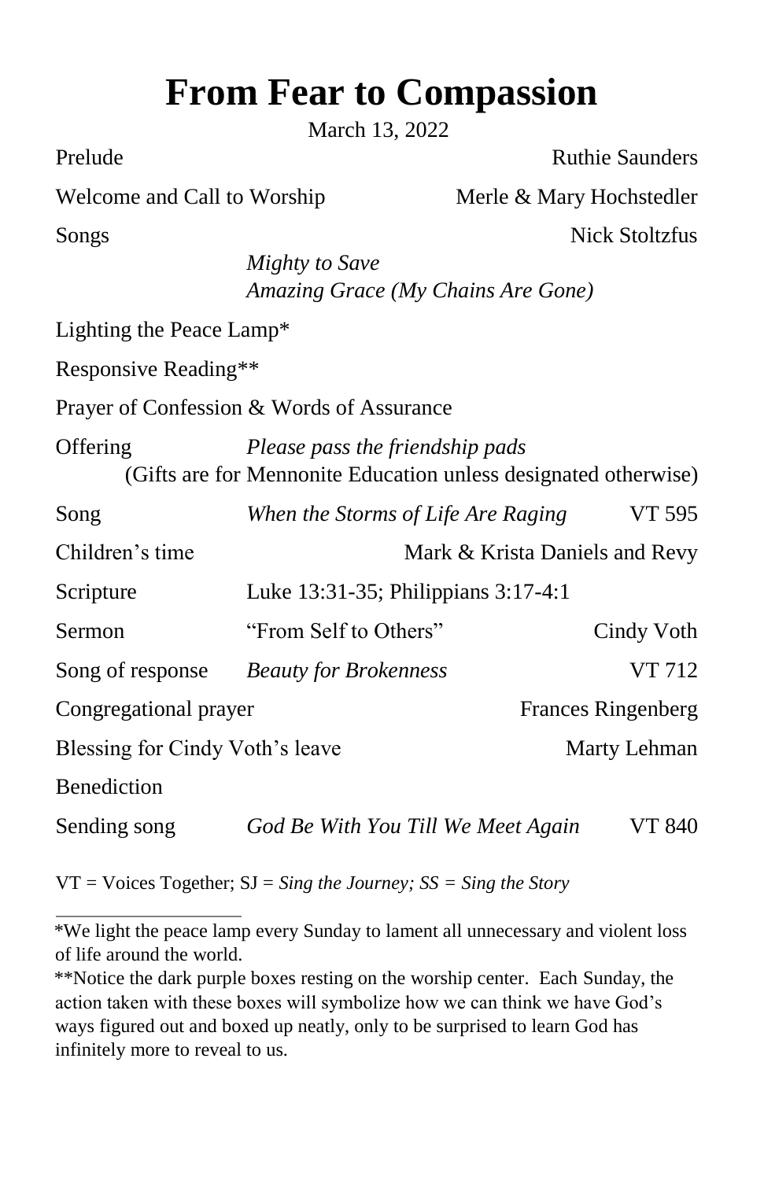# From Fear to Compassion

March 13, 2022

Prelude — Ruthie Saunders

Welcome and Call to Worship — Merle & Mary Hochstedler

Songs — Nick Stoltzfus

*Mighty to Save*
*Amazing Grace (My Chains Are Gone)*

Lighting the Peace Lamp*

Responsive Reading**

Prayer of Confession & Words of Assurance

Offering — *Please pass the friendship pads*
(Gifts are for Mennonite Education unless designated otherwise)

Song — *When the Storms of Life Are Raging* — VT 595

Children's time — Mark & Krista Daniels and Revy

Scripture — Luke 13:31-35; Philippians 3:17-4:1

Sermon — "From Self to Others" — Cindy Voth

Song of response — *Beauty for Brokenness* — VT 712

Congregational prayer — Frances Ringenberg

Blessing for Cindy Voth's leave — Marty Lehman

Benediction

Sending song — *God Be With You Till We Meet Again* — VT 840

VT = Voices Together; SJ = *Sing the Journey; SS = Sing the Story*

---

*We light the peace lamp every Sunday to lament all unnecessary and violent loss of life around the world.

**Notice the dark purple boxes resting on the worship center. Each Sunday, the action taken with these boxes will symbolize how we can think we have God's ways figured out and boxed up neatly, only to be surprised to learn God has infinitely more to reveal to us.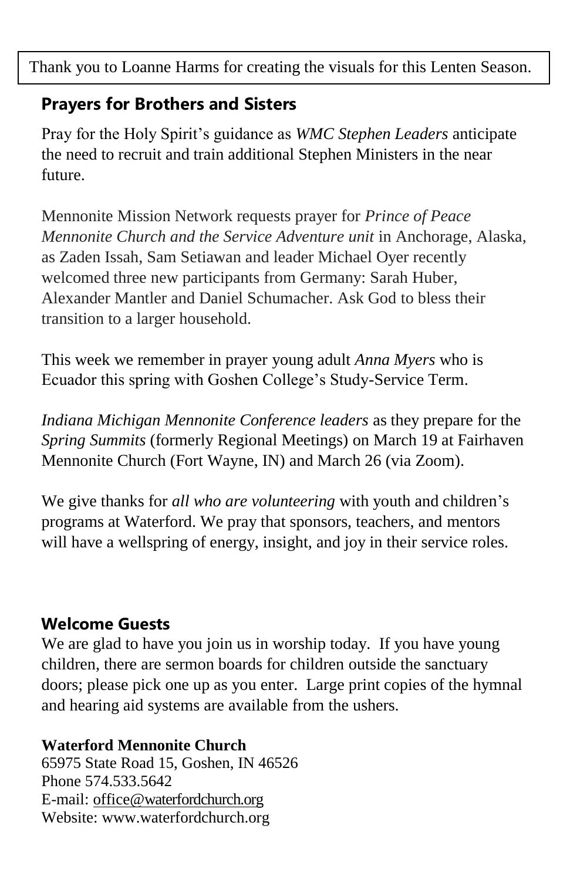Thank you to Loanne Harms for creating the visuals for this Lenten Season.

## Prayers for Brothers and Sisters

Pray for the Holy Spirit's guidance as *WMC Stephen Leaders* anticipate the need to recruit and train additional Stephen Ministers in the near future.

Mennonite Mission Network requests prayer for *Prince of Peace Mennonite Church and the Service Adventure unit* in Anchorage, Alaska, as Zaden Issah, Sam Setiawan and leader Michael Oyer recently welcomed three new participants from Germany: Sarah Huber, Alexander Mantler and Daniel Schumacher. Ask God to bless their transition to a larger household.

This week we remember in prayer young adult *Anna Myers* who is Ecuador this spring with Goshen College's Study-Service Term.

*Indiana Michigan Mennonite Conference leaders* as they prepare for the *Spring Summits* (formerly Regional Meetings) on March 19 at Fairhaven Mennonite Church (Fort Wayne, IN) and March 26 (via Zoom).

We give thanks for *all who are volunteering* with youth and children's programs at Waterford. We pray that sponsors, teachers, and mentors will have a wellspring of energy, insight, and joy in their service roles.

## Welcome Guests

We are glad to have you join us in worship today. If you have young children, there are sermon boards for children outside the sanctuary doors; please pick one up as you enter. Large print copies of the hymnal and hearing aid systems are available from the ushers.

**Waterford Mennonite Church**
65975 State Road 15, Goshen, IN 46526
Phone 574.533.5642
E-mail: office@waterfordchurch.org
Website: www.waterfordchurch.org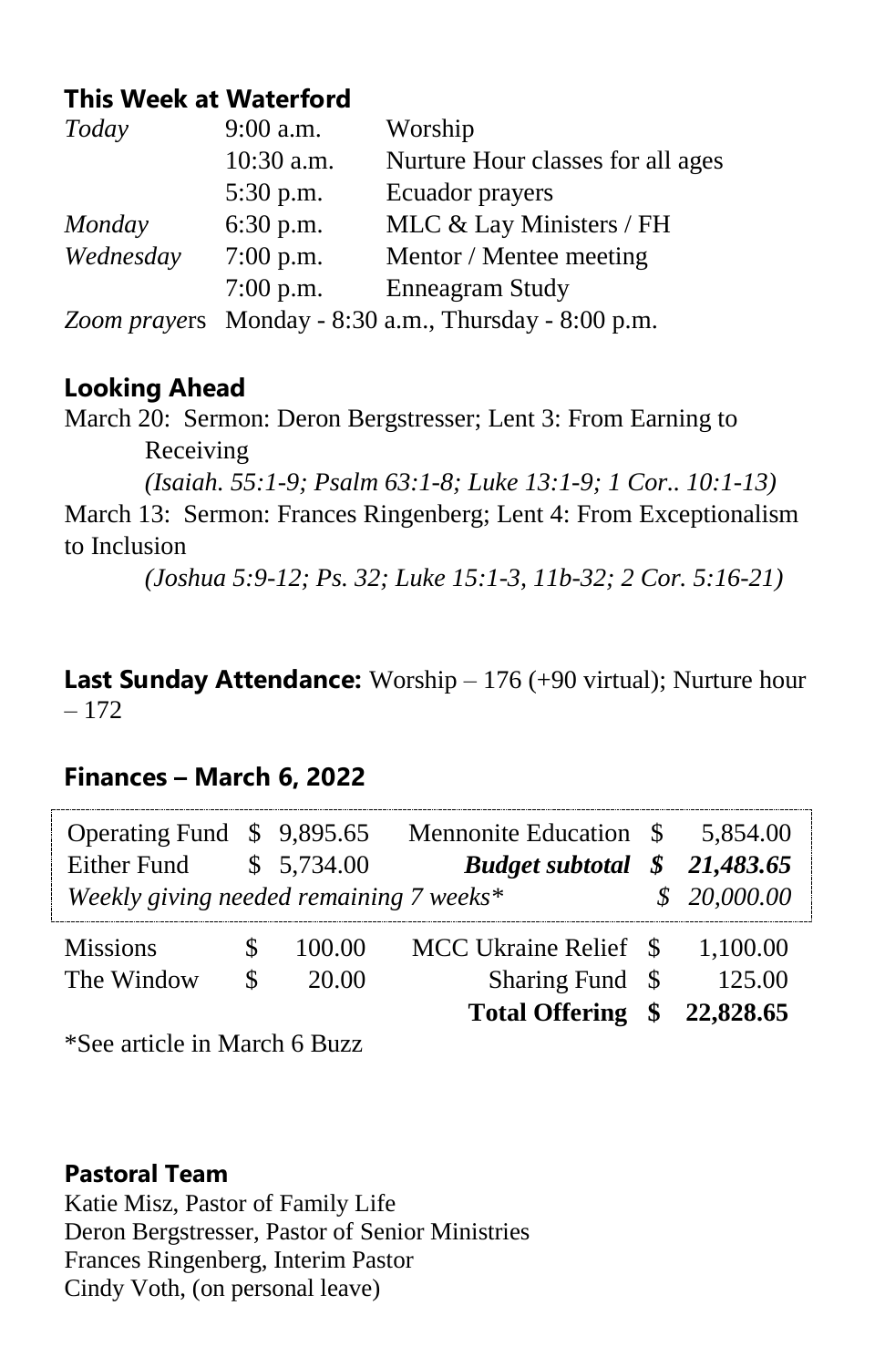### This Week at Waterford

| | | |
|---|---|---|
| *Today* | 9:00 a.m. | Worship |
| | 10:30 a.m. | Nurture Hour classes for all ages |
| | 5:30 p.m. | Ecuador prayers |
| *Monday* | 6:30 p.m. | MLC & Lay Ministers / FH |
| *Wednesday* | 7:00 p.m. | Mentor / Mentee meeting |
| | 7:00 p.m. | Enneagram Study |

*Zoom prayer*s Monday - 8:30 a.m., Thursday - 8:00 p.m.

### Looking Ahead

March 20: Sermon: Deron Bergstresser; Lent 3: From Earning to Receiving
*(Isaiah. 55:1-9; Psalm 63:1-8; Luke 13:1-9; 1 Cor.. 10:1-13)*

March 13: Sermon: Frances Ringenberg; Lent 4: From Exceptionalism to Inclusion
*(Joshua 5:9-12; Ps. 32; Luke 15:1-3, 11b-32; 2 Cor. 5:16-21)*

**Last Sunday Attendance:** Worship – 176 (+90 virtual); Nurture hour – 172

### Finances – March 6, 2022

| | | | |
|---|---|---|---|
| Operating Fund | $ 9,895.65 | Mennonite Education | $ 5,854.00 |
| Either Fund | $ 5,734.00 | ***Budget subtotal*** | ***$ 21,483.65*** |
| *Weekly giving needed remaining 7 weeks** | | | *$ 20,000.00* |
| Missions | $ 100.00 | MCC Ukraine Relief | $ 1,100.00 |
| The Window | $ 20.00 | Sharing Fund | $ 125.00 |
| | | **Total Offering** | **$ 22,828.65** |

*See article in March 6 Buzz

### Pastoral Team

Katie Misz, Pastor of Family Life
Deron Bergstresser, Pastor of Senior Ministries
Frances Ringenberg, Interim Pastor
Cindy Voth, (on personal leave)